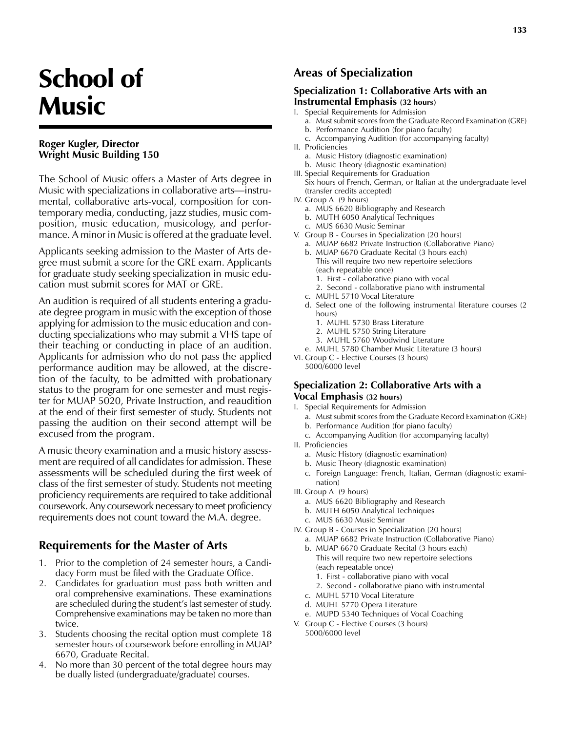# School of Music

**Roger Kugler, Director**
**Wright Music Building 150**

The School of Music offers a Master of Arts degree in Music with specializations in collaborative arts—instrumental, collaborative arts-vocal, composition for contemporary media, conducting, jazz studies, music composition, music education, musicology, and performance. A minor in Music is offered at the graduate level.

Applicants seeking admission to the Master of Arts degree must submit a score for the GRE exam. Applicants for graduate study seeking specialization in music education must submit scores for MAT or GRE.

An audition is required of all students entering a graduate degree program in music with the exception of those applying for admission to the music education and conducting specializations who may submit a VHS tape of their teaching or conducting in place of an audition. Applicants for admission who do not pass the applied performance audition may be allowed, at the discretion of the faculty, to be admitted with probationary status to the program for one semester and must register for MUAP 5020, Private Instruction, and reaudition at the end of their first semester of study. Students not passing the audition on their second attempt will be excused from the program.

A music theory examination and a music history assessment are required of all candidates for admission. These assessments will be scheduled during the first week of class of the first semester of study. Students not meeting proficiency requirements are required to take additional coursework. Any coursework necessary to meet proficiency requirements does not count toward the M.A. degree.

## Requirements for the Master of Arts

1. Prior to the completion of 24 semester hours, a Candidacy Form must be filed with the Graduate Office.
2. Candidates for graduation must pass both written and oral comprehensive examinations. These examinations are scheduled during the student's last semester of study. Comprehensive examinations may be taken no more than twice.
3. Students choosing the recital option must complete 18 semester hours of coursework before enrolling in MUAP 6670, Graduate Recital.
4. No more than 30 percent of the total degree hours may be dually listed (undergraduate/graduate) courses.

## Areas of Specialization

### Specialization 1: Collaborative Arts with an Instrumental Emphasis (32 hours)

I. Special Requirements for Admission
   a. Must submit scores from the Graduate Record Examination (GRE)
   b. Performance Audition (for piano faculty)
   c. Accompanying Audition (for accompanying faculty)

II. Proficiencies
   a. Music History (diagnostic examination)
   b. Music Theory (diagnostic examination)

III. Special Requirements for Graduation
   Six hours of French, German, or Italian at the undergraduate level (transfer credits accepted)

IV. Group A (9 hours)
   a. MUS 6620 Bibliography and Research
   b. MUTH 6050 Analytical Techniques
   c. MUS 6630 Music Seminar

V. Group B - Courses in Specialization (20 hours)
   a. MUAP 6682 Private Instruction (Collaborative Piano)
   b. MUAP 6670 Graduate Recital (3 hours each)
      This will require two new repertoire selections (each repeatable once)
      1. First - collaborative piano with vocal
      2. Second - collaborative piano with instrumental
   c. MUHL 5710 Vocal Literature
   d. Select one of the following instrumental literature courses (2 hours)
      1. MUHL 5730 Brass Literature
      2. MUHL 5750 String Literature
      3. MUHL 5760 Woodwind Literature
   e. MUHL 5780 Chamber Music Literature (3 hours)

VI. Group C - Elective Courses (3 hours)
   5000/6000 level

### Specialization 2: Collaborative Arts with a Vocal Emphasis (32 hours)

I. Special Requirements for Admission
   a. Must submit scores from the Graduate Record Examination (GRE)
   b. Performance Audition (for piano faculty)
   c. Accompanying Audition (for accompanying faculty)

II. Proficiencies
   a. Music History (diagnostic examination)
   b. Music Theory (diagnostic examination)
   c. Foreign Language: French, Italian, German (diagnostic examination)

III. Group A (9 hours)
   a. MUS 6620 Bibliography and Research
   b. MUTH 6050 Analytical Techniques
   c. MUS 6630 Music Seminar

IV. Group B - Courses in Specialization (20 hours)
   a. MUAP 6682 Private Instruction (Collaborative Piano)
   b. MUAP 6670 Graduate Recital (3 hours each)
      This will require two new repertoire selections (each repeatable once)
      1. First - collaborative piano with vocal
      2. Second - collaborative piano with instrumental
   c. MUHL 5710 Vocal Literature
   d. MUHL 5770 Opera Literature
   e. MUPD 5340 Techniques of Vocal Coaching

V. Group C - Elective Courses (3 hours)
   5000/6000 level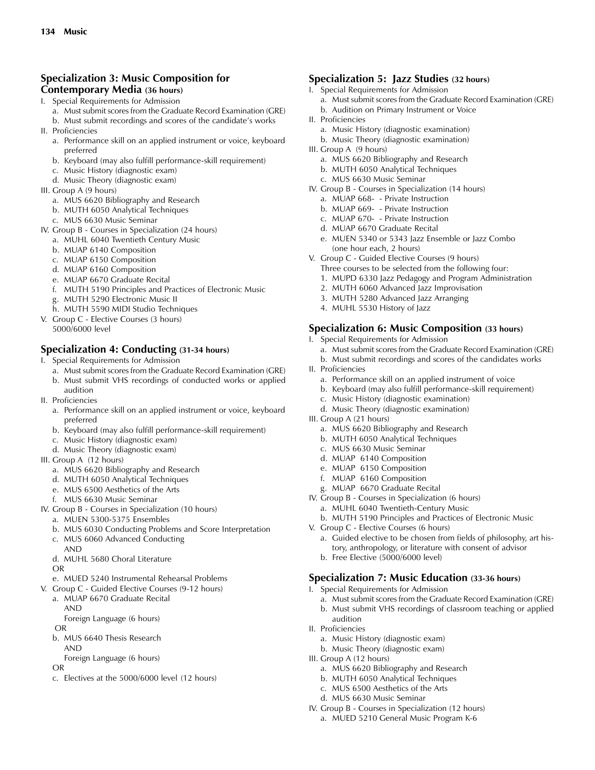## Specialization 3: Music Composition for Contemporary Media (36 hours)

I. Special Requirements for Admission
   a. Must submit scores from the Graduate Record Examination (GRE)
   b. Must submit recordings and scores of the candidate's works

II. Proficiencies
   a. Performance skill on an applied instrument or voice, keyboard preferred
   b. Keyboard (may also fulfill performance-skill requirement)
   c. Music History (diagnostic exam)
   d. Music Theory (diagnostic exam)

III. Group A (9 hours)
   a. MUS 6620 Bibliography and Research
   b. MUTH 6050 Analytical Techniques
   c. MUS 6630 Music Seminar

IV. Group B - Courses in Specialization (24 hours)
   a. MUHL 6040 Twentieth Century Music
   b. MUAP 6140 Composition
   c. MUAP 6150 Composition
   d. MUAP 6160 Composition
   e. MUAP 6670 Graduate Recital
   f. MUTH 5190 Principles and Practices of Electronic Music
   g. MUTH 5290 Electronic Music II
   h. MUTH 5590 MIDI Studio Techniques

V. Group C - Elective Courses (3 hours)
   5000/6000 level

## Specialization 4: Conducting (31-34 hours)

I. Special Requirements for Admission
   a. Must submit scores from the Graduate Record Examination (GRE)
   b. Must submit VHS recordings of conducted works or applied audition

II. Proficiencies
   a. Performance skill on an applied instrument or voice, keyboard preferred
   b. Keyboard (may also fulfill performance-skill requirement)
   c. Music History (diagnostic exam)
   d. Music Theory (diagnostic exam)

III. Group A (12 hours)
   a. MUS 6620 Bibliography and Research
   d. MUTH 6050 Analytical Techniques
   e. MUS 6500 Aesthetics of the Arts
   f. MUS 6630 Music Seminar

IV. Group B - Courses in Specialization (10 hours)
   a. MUEN 5300-5375 Ensembles
   b. MUS 6030 Conducting Problems and Score Interpretation
   c. MUS 6060 Advanced Conducting
      AND
   d. MUHL 5680 Choral Literature
   OR
   e. MUED 5240 Instrumental Rehearsal Problems

V. Group C - Guided Elective Courses (9-12 hours)
   a. MUAP 6670 Graduate Recital
      AND
      Foreign Language (6 hours)
   OR
   b. MUS 6640 Thesis Research
      AND
      Foreign Language (6 hours)
   OR
   c. Electives at the 5000/6000 level (12 hours)

## Specialization 5: Jazz Studies (32 hours)

I. Special Requirements for Admission
   a. Must submit scores from the Graduate Record Examination (GRE)
   b. Audition on Primary Instrument or Voice

II. Proficiencies
   a. Music History (diagnostic examination)
   b. Music Theory (diagnostic examination)

III. Group A (9 hours)
   a. MUS 6620 Bibliography and Research
   b. MUTH 6050 Analytical Techniques
   c. MUS 6630 Music Seminar

IV. Group B - Courses in Specialization (14 hours)
   a. MUAP 668- - Private Instruction
   b. MUAP 669- - Private Instruction
   c. MUAP 670- - Private Instruction
   d. MUAP 6670 Graduate Recital
   e. MUEN 5340 or 5343 Jazz Ensemble or Jazz Combo (one hour each, 2 hours)

V. Group C - Guided Elective Courses (9 hours)
   Three courses to be selected from the following four:
   1. MUPD 6330 Jazz Pedagogy and Program Administration
   2. MUTH 6060 Advanced Jazz Improvisation
   3. MUTH 5280 Advanced Jazz Arranging
   4. MUHL 5530 History of Jazz

## Specialization 6: Music Composition (33 hours)

I. Special Requirements for Admission
   a. Must submit scores from the Graduate Record Examination (GRE)
   b. Must submit recordings and scores of the candidates works

II. Proficiencies
   a. Performance skill on an applied instrument of voice
   b. Keyboard (may also fulfill performance-skill requirement)
   c. Music History (diagnostic examination)
   d. Music Theory (diagnostic examination)

III. Group A (21 hours)
   a. MUS 6620 Bibliography and Research
   b. MUTH 6050 Analytical Techniques
   c. MUS 6630 Music Seminar
   d. MUAP 6140 Composition
   e. MUAP 6150 Composition
   f. MUAP 6160 Composition
   g. MUAP 6670 Graduate Recital

IV. Group B - Courses in Specialization (6 hours)
   a. MUHL 6040 Twentieth-Century Music
   b. MUTH 5190 Principles and Practices of Electronic Music

V. Group C - Elective Courses (6 hours)
   a. Guided elective to be chosen from fields of philosophy, art history, anthropology, or literature with consent of advisor
   b. Free Elective (5000/6000 level)

## Specialization 7: Music Education (33-36 hours)

I. Special Requirements for Admission
   a. Must submit scores from the Graduate Record Examination (GRE)
   b. Must submit VHS recordings of classroom teaching or applied audition

II. Proficiencies
   a. Music History (diagnostic exam)
   b. Music Theory (diagnostic exam)

III. Group A (12 hours)
   a. MUS 6620 Bibliography and Research
   b. MUTH 6050 Analytical Techniques
   c. MUS 6500 Aesthetics of the Arts
   d. MUS 6630 Music Seminar

IV. Group B - Courses in Specialization (12 hours)
   a. MUED 5210 General Music Program K-6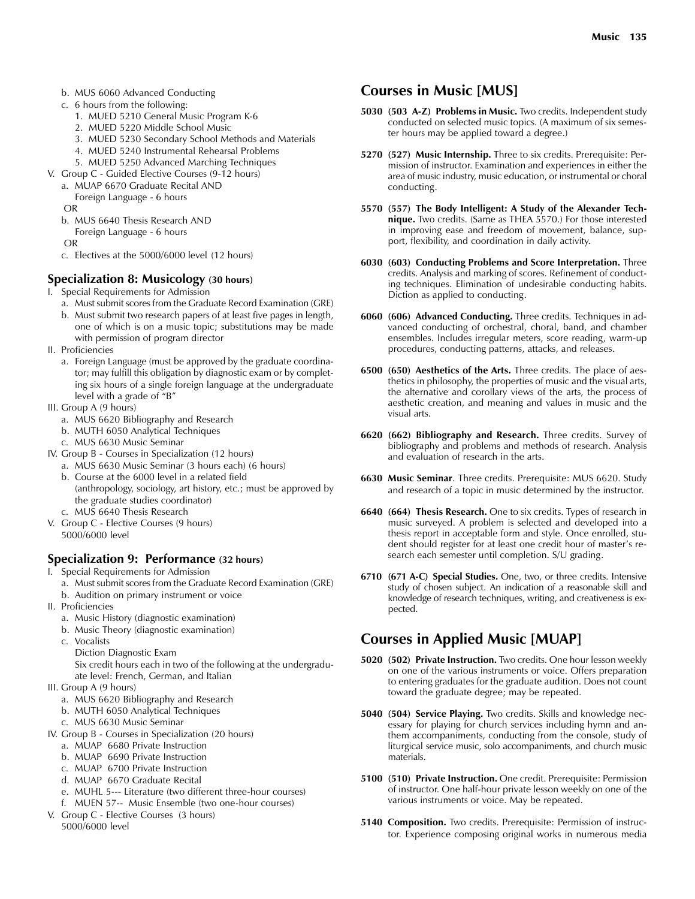b. MUS 6060 Advanced Conducting
c. 6 hours from the following:
   1. MUED 5210 General Music Program K-6
   2. MUED 5220 Middle School Music
   3. MUED 5230 Secondary School Methods and Materials
   4. MUED 5240 Instrumental Rehearsal Problems
   5. MUED 5250 Advanced Marching Techniques

V. Group C - Guided Elective Courses (9-12 hours)
   a. MUAP 6670 Graduate Recital AND
      Foreign Language - 6 hours
   OR
   b. MUS 6640 Thesis Research AND
      Foreign Language - 6 hours
   OR
   c. Electives at the 5000/6000 level (12 hours)

### Specialization 8: Musicology (30 hours)

I. Special Requirements for Admission
   a. Must submit scores from the Graduate Record Examination (GRE)
   b. Must submit two research papers of at least five pages in length, one of which is on a music topic; substitutions may be made with permission of program director

II. Proficiencies
   a. Foreign Language (must be approved by the graduate coordinator; may fulfill this obligation by diagnostic exam or by completing six hours of a single foreign language at the undergraduate level with a grade of "B"

III. Group A (9 hours)
   a. MUS 6620 Bibliography and Research
   b. MUTH 6050 Analytical Techniques
   c. MUS 6630 Music Seminar

IV. Group B - Courses in Specialization (12 hours)
   a. MUS 6630 Music Seminar (3 hours each) (6 hours)
   b. Course at the 6000 level in a related field (anthropology, sociology, art history, etc.; must be approved by the graduate studies coordinator)
   c. MUS 6640 Thesis Research

V. Group C - Elective Courses (9 hours)
   5000/6000 level

### Specialization 9: Performance (32 hours)

I. Special Requirements for Admission
   a. Must submit scores from the Graduate Record Examination (GRE)
   b. Audition on primary instrument or voice

II. Proficiencies
   a. Music History (diagnostic examination)
   b. Music Theory (diagnostic examination)
   c. Vocalists
      Diction Diagnostic Exam
      Six credit hours each in two of the following at the undergraduate level: French, German, and Italian

III. Group A (9 hours)
   a. MUS 6620 Bibliography and Research
   b. MUTH 6050 Analytical Techniques
   c. MUS 6630 Music Seminar

IV. Group B - Courses in Specialization (20 hours)
   a. MUAP 6680 Private Instruction
   b. MUAP 6690 Private Instruction
   c. MUAP 6700 Private Instruction
   d. MUAP 6670 Graduate Recital
   e. MUHL 5--- Literature (two different three-hour courses)
   f. MUEN 57-- Music Ensemble (two one-hour courses)

V. Group C - Elective Courses (3 hours)
   5000/6000 level

## Courses in Music [MUS]

**5030 (503 A-Z) Problems in Music.** Two credits. Independent study conducted on selected music topics. (A maximum of six semester hours may be applied toward a degree.)

**5270 (527) Music Internship.** Three to six credits. Prerequisite: Permission of instructor. Examination and experiences in either the area of music industry, music education, or instrumental or choral conducting.

**5570 (557) The Body Intelligent: A Study of the Alexander Technique.** Two credits. (Same as THEA 5570.) For those interested in improving ease and freedom of movement, balance, support, flexibility, and coordination in daily activity.

**6030 (603) Conducting Problems and Score Interpretation.** Three credits. Analysis and marking of scores. Refinement of conducting techniques. Elimination of undesirable conducting habits. Diction as applied to conducting.

**6060 (606) Advanced Conducting.** Three credits. Techniques in advanced conducting of orchestral, choral, band, and chamber ensembles. Includes irregular meters, score reading, warm-up procedures, conducting patterns, attacks, and releases.

**6500 (650) Aesthetics of the Arts.** Three credits. The place of aesthetics in philosophy, the properties of music and the visual arts, the alternative and corollary views of the arts, the process of aesthetic creation, and meaning and values in music and the visual arts.

**6620 (662) Bibliography and Research.** Three credits. Survey of bibliography and problems and methods of research. Analysis and evaluation of research in the arts.

**6630 Music Seminar**. Three credits. Prerequisite: MUS 6620. Study and research of a topic in music determined by the instructor.

**6640 (664) Thesis Research.** One to six credits. Types of research in music surveyed. A problem is selected and developed into a thesis report in acceptable form and style. Once enrolled, student should register for at least one credit hour of master's research each semester until completion. S/U grading.

**6710 (671 A-C) Special Studies.** One, two, or three credits. Intensive study of chosen subject. An indication of a reasonable skill and knowledge of research techniques, writing, and creativeness is expected.

## Courses in Applied Music [MUAP]

**5020 (502) Private Instruction.** Two credits. One hour lesson weekly on one of the various instruments or voice. Offers preparation to entering graduates for the graduate audition. Does not count toward the graduate degree; may be repeated.

**5040 (504) Service Playing.** Two credits. Skills and knowledge necessary for playing for church services including hymn and anthem accompaniments, conducting from the console, study of liturgical service music, solo accompaniments, and church music materials.

**5100 (510) Private Instruction.** One credit. Prerequisite: Permission of instructor. One half-hour private lesson weekly on one of the various instruments or voice. May be repeated.

**5140 Composition.** Two credits. Prerequisite: Permission of instructor. Experience composing original works in numerous media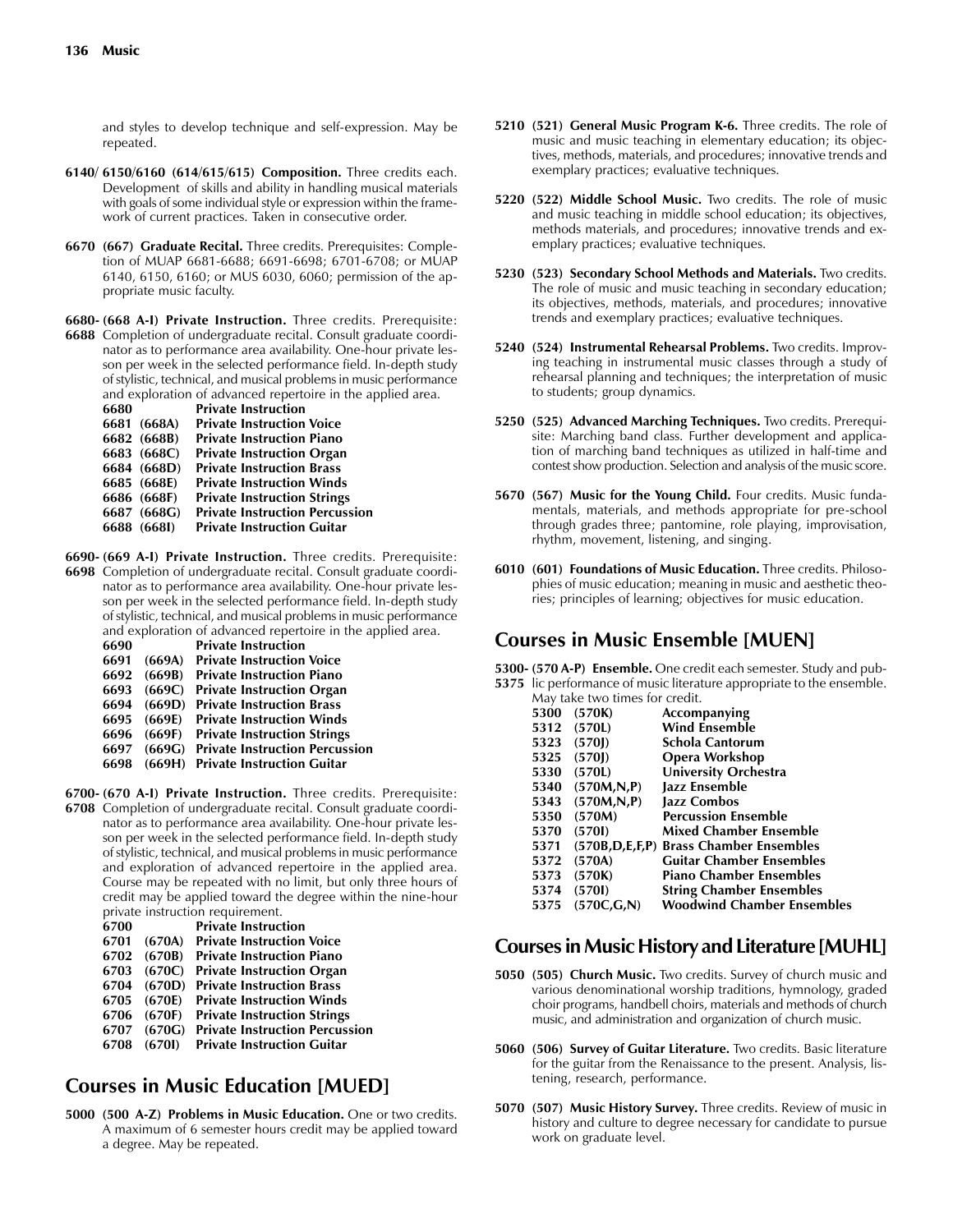and styles to develop technique and self-expression. May be repeated.

**6140/ 6150/6160 (614/615/615) Composition.** Three credits each. Development of skills and ability in handling musical materials with goals of some individual style or expression within the framework of current practices. Taken in consecutive order.

**6670 (667) Graduate Recital.** Three credits. Prerequisites: Completion of MUAP 6681-6688; 6691-6698; 6701-6708; or MUAP 6140, 6150, 6160; or MUS 6030, 6060; permission of the appropriate music faculty.

**6680- 6688 (668 A-I) Private Instruction.** Three credits. Prerequisite: Completion of undergraduate recital. Consult graduate coordinator as to performance area availability. One-hour private lesson per week in the selected performance field. In-depth study of stylistic, technical, and musical problems in music performance and exploration of advanced repertoire in the applied area.

| | | |
|---|---|---|
| **6680** | | **Private Instruction** |
| **6681** | **(668A)** | **Private Instruction Voice** |
| **6682** | **(668B)** | **Private Instruction Piano** |
| **6683** | **(668C)** | **Private Instruction Organ** |
| **6684** | **(668D)** | **Private Instruction Brass** |
| **6685** | **(668E)** | **Private Instruction Winds** |
| **6686** | **(668F)** | **Private Instruction Strings** |
| **6687** | **(668G)** | **Private Instruction Percussion** |
| **6688** | **(668I)** | **Private Instruction Guitar** |

**6690- 6698 (669 A-I) Private Instruction.** Three credits. Prerequisite: Completion of undergraduate recital. Consult graduate coordinator as to performance area availability. One-hour private lesson per week in the selected performance field. In-depth study of stylistic, technical, and musical problems in music performance and exploration of advanced repertoire in the applied area.

| | | |
|---|---|---|
| **6690** | | **Private Instruction** |
| **6691** | **(669A)** | **Private Instruction Voice** |
| **6692** | **(669B)** | **Private Instruction Piano** |
| **6693** | **(669C)** | **Private Instruction Organ** |
| **6694** | **(669D)** | **Private Instruction Brass** |
| **6695** | **(669E)** | **Private Instruction Winds** |
| **6696** | **(669F)** | **Private Instruction Strings** |
| **6697** | **(669G)** | **Private Instruction Percussion** |
| **6698** | **(669H)** | **Private Instruction Guitar** |

**6700- 6708 (670 A-I) Private Instruction.** Three credits. Prerequisite: Completion of undergraduate recital. Consult graduate coordinator as to performance area availability. One-hour private lesson per week in the selected performance field. In-depth study of stylistic, technical, and musical problems in music performance and exploration of advanced repertoire in the applied area. Course may be repeated with no limit, but only three hours of credit may be applied toward the degree within the nine-hour private instruction requirement.

| | | |
|---|---|---|
| **6700** | | **Private Instruction** |
| **6701** | **(670A)** | **Private Instruction Voice** |
| **6702** | **(670B)** | **Private Instruction Piano** |
| **6703** | **(670C)** | **Private Instruction Organ** |
| **6704** | **(670D)** | **Private Instruction Brass** |
| **6705** | **(670E)** | **Private Instruction Winds** |
| **6706** | **(670F)** | **Private Instruction Strings** |
| **6707** | **(670G)** | **Private Instruction Percussion** |
| **6708** | **(670I)** | **Private Instruction Guitar** |

## Courses in Music Education [MUED]

**5000 (500 A-Z) Problems in Music Education.** One or two credits. A maximum of 6 semester hours credit may be applied toward a degree. May be repeated.

**5210 (521) General Music Program K-6.** Three credits. The role of music and music teaching in elementary education; its objectives, methods, materials, and procedures; innovative trends and exemplary practices; evaluative techniques.

**5220 (522) Middle School Music.** Two credits. The role of music and music teaching in middle school education; its objectives, methods materials, and procedures; innovative trends and exemplary practices; evaluative techniques.

**5230 (523) Secondary School Methods and Materials.** Two credits. The role of music and music teaching in secondary education; its objectives, methods, materials, and procedures; innovative trends and exemplary practices; evaluative techniques.

**5240 (524) Instrumental Rehearsal Problems.** Two credits. Improving teaching in instrumental music classes through a study of rehearsal planning and techniques; the interpretation of music to students; group dynamics.

**5250 (525) Advanced Marching Techniques.** Two credits. Prerequisite: Marching band class. Further development and application of marching band techniques as utilized in half-time and contest show production. Selection and analysis of the music score.

**5670 (567) Music for the Young Child.** Four credits. Music fundamentals, materials, and methods appropriate for pre-school through grades three; pantomine, role playing, improvisation, rhythm, movement, listening, and singing.

**6010 (601) Foundations of Music Education.** Three credits. Philosophies of music education; meaning in music and aesthetic theories; principles of learning; objectives for music education.

## Courses in Music Ensemble [MUEN]

**5300- 5375 (570 A-P) Ensemble.** One credit each semester. Study and public performance of music literature appropriate to the ensemble. May take two times for credit.

| | | |
|---|---|---|
| **5300** | **(570K)** | **Accompanying** |
| **5312** | **(570L)** | **Wind Ensemble** |
| **5323** | **(570J)** | **Schola Cantorum** |
| **5325** | **(570J)** | **Opera Workshop** |
| **5330** | **(570L)** | **University Orchestra** |
| **5340** | **(570M,N,P)** | **Jazz Ensemble** |
| **5343** | **(570M,N,P)** | **Jazz Combos** |
| **5350** | **(570M)** | **Percussion Ensemble** |
| **5370** | **(570I)** | **Mixed Chamber Ensemble** |
| **5371** | **(570B,D,E,F,P)** | **Brass Chamber Ensembles** |
| **5372** | **(570A)** | **Guitar Chamber Ensembles** |
| **5373** | **(570K)** | **Piano Chamber Ensembles** |
| **5374** | **(570I)** | **String Chamber Ensembles** |
| **5375** | **(570C,G,N)** | **Woodwind Chamber Ensembles** |

## Courses in Music History and Literature [MUHL]

**5050 (505) Church Music.** Two credits. Survey of church music and various denominational worship traditions, hymnology, graded choir programs, handbell choirs, materials and methods of church music, and administration and organization of church music.

**5060 (506) Survey of Guitar Literature.** Two credits. Basic literature for the guitar from the Renaissance to the present. Analysis, listening, research, performance.

**5070 (507) Music History Survey.** Three credits. Review of music in history and culture to degree necessary for candidate to pursue work on graduate level.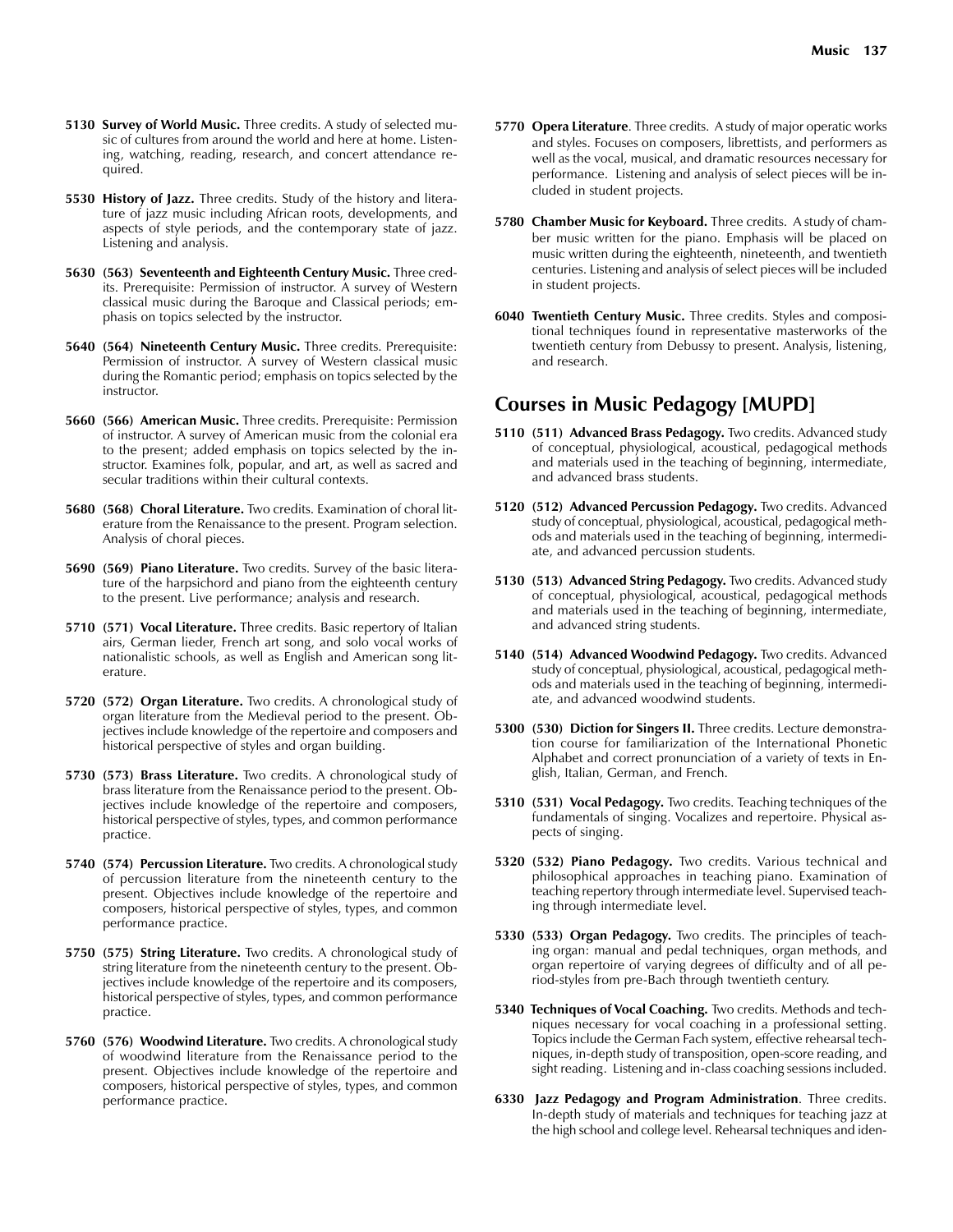**5130 Survey of World Music.** Three credits. A study of selected music of cultures from around the world and here at home. Listening, watching, reading, research, and concert attendance required.

**5530 History of Jazz.** Three credits. Study of the history and literature of jazz music including African roots, developments, and aspects of style periods, and the contemporary state of jazz. Listening and analysis.

**5630 (563) Seventeenth and Eighteenth Century Music.** Three credits. Prerequisite: Permission of instructor. A survey of Western classical music during the Baroque and Classical periods; emphasis on topics selected by the instructor.

**5640 (564) Nineteenth Century Music.** Three credits. Prerequisite: Permission of instructor. A survey of Western classical music during the Romantic period; emphasis on topics selected by the instructor.

**5660 (566) American Music.** Three credits. Prerequisite: Permission of instructor. A survey of American music from the colonial era to the present; added emphasis on topics selected by the instructor. Examines folk, popular, and art, as well as sacred and secular traditions within their cultural contexts.

**5680 (568) Choral Literature.** Two credits. Examination of choral literature from the Renaissance to the present. Program selection. Analysis of choral pieces.

**5690 (569) Piano Literature.** Two credits. Survey of the basic literature of the harpsichord and piano from the eighteenth century to the present. Live performance; analysis and research.

**5710 (571) Vocal Literature.** Three credits. Basic repertory of Italian airs, German lieder, French art song, and solo vocal works of nationalistic schools, as well as English and American song literature.

**5720 (572) Organ Literature.** Two credits. A chronological study of organ literature from the Medieval period to the present. Objectives include knowledge of the repertoire and composers and historical perspective of styles and organ building.

**5730 (573) Brass Literature.** Two credits. A chronological study of brass literature from the Renaissance period to the present. Objectives include knowledge of the repertoire and composers, historical perspective of styles, types, and common performance practice.

**5740 (574) Percussion Literature.** Two credits. A chronological study of percussion literature from the nineteenth century to the present. Objectives include knowledge of the repertoire and composers, historical perspective of styles, types, and common performance practice.

**5750 (575) String Literature.** Two credits. A chronological study of string literature from the nineteenth century to the present. Objectives include knowledge of the repertoire and its composers, historical perspective of styles, types, and common performance practice.

**5760 (576) Woodwind Literature.** Two credits. A chronological study of woodwind literature from the Renaissance period to the present. Objectives include knowledge of the repertoire and composers, historical perspective of styles, types, and common performance practice.

**5770 Opera Literature**. Three credits. A study of major operatic works and styles. Focuses on composers, librettists, and performers as well as the vocal, musical, and dramatic resources necessary for performance. Listening and analysis of select pieces will be included in student projects.

**5780 Chamber Music for Keyboard.** Three credits. A study of chamber music written for the piano. Emphasis will be placed on music written during the eighteenth, nineteenth, and twentieth centuries. Listening and analysis of select pieces will be included in student projects.

**6040 Twentieth Century Music.** Three credits. Styles and compositional techniques found in representative masterworks of the twentieth century from Debussy to present. Analysis, listening, and research.

## Courses in Music Pedagogy [MUPD]

**5110 (511) Advanced Brass Pedagogy.** Two credits. Advanced study of conceptual, physiological, acoustical, pedagogical methods and materials used in the teaching of beginning, intermediate, and advanced brass students.

**5120 (512) Advanced Percussion Pedagogy.** Two credits. Advanced study of conceptual, physiological, acoustical, pedagogical methods and materials used in the teaching of beginning, intermediate, and advanced percussion students.

**5130 (513) Advanced String Pedagogy.** Two credits. Advanced study of conceptual, physiological, acoustical, pedagogical methods and materials used in the teaching of beginning, intermediate, and advanced string students.

**5140 (514) Advanced Woodwind Pedagogy.** Two credits. Advanced study of conceptual, physiological, acoustical, pedagogical methods and materials used in the teaching of beginning, intermediate, and advanced woodwind students.

**5300 (530) Diction for Singers II.** Three credits. Lecture demonstration course for familiarization of the International Phonetic Alphabet and correct pronunciation of a variety of texts in English, Italian, German, and French.

**5310 (531) Vocal Pedagogy.** Two credits. Teaching techniques of the fundamentals of singing. Vocalizes and repertoire. Physical aspects of singing.

**5320 (532) Piano Pedagogy.** Two credits. Various technical and philosophical approaches in teaching piano. Examination of teaching repertory through intermediate level. Supervised teaching through intermediate level.

**5330 (533) Organ Pedagogy.** Two credits. The principles of teaching organ: manual and pedal techniques, organ methods, and organ repertoire of varying degrees of difficulty and of all period-styles from pre-Bach through twentieth century.

**5340 Techniques of Vocal Coaching.** Two credits. Methods and techniques necessary for vocal coaching in a professional setting. Topics include the German Fach system, effective rehearsal techniques, in-depth study of transposition, open-score reading, and sight reading. Listening and in-class coaching sessions included.

**6330 Jazz Pedagogy and Program Administration**. Three credits. In-depth study of materials and techniques for teaching jazz at the high school and college level. Rehearsal techniques and iden-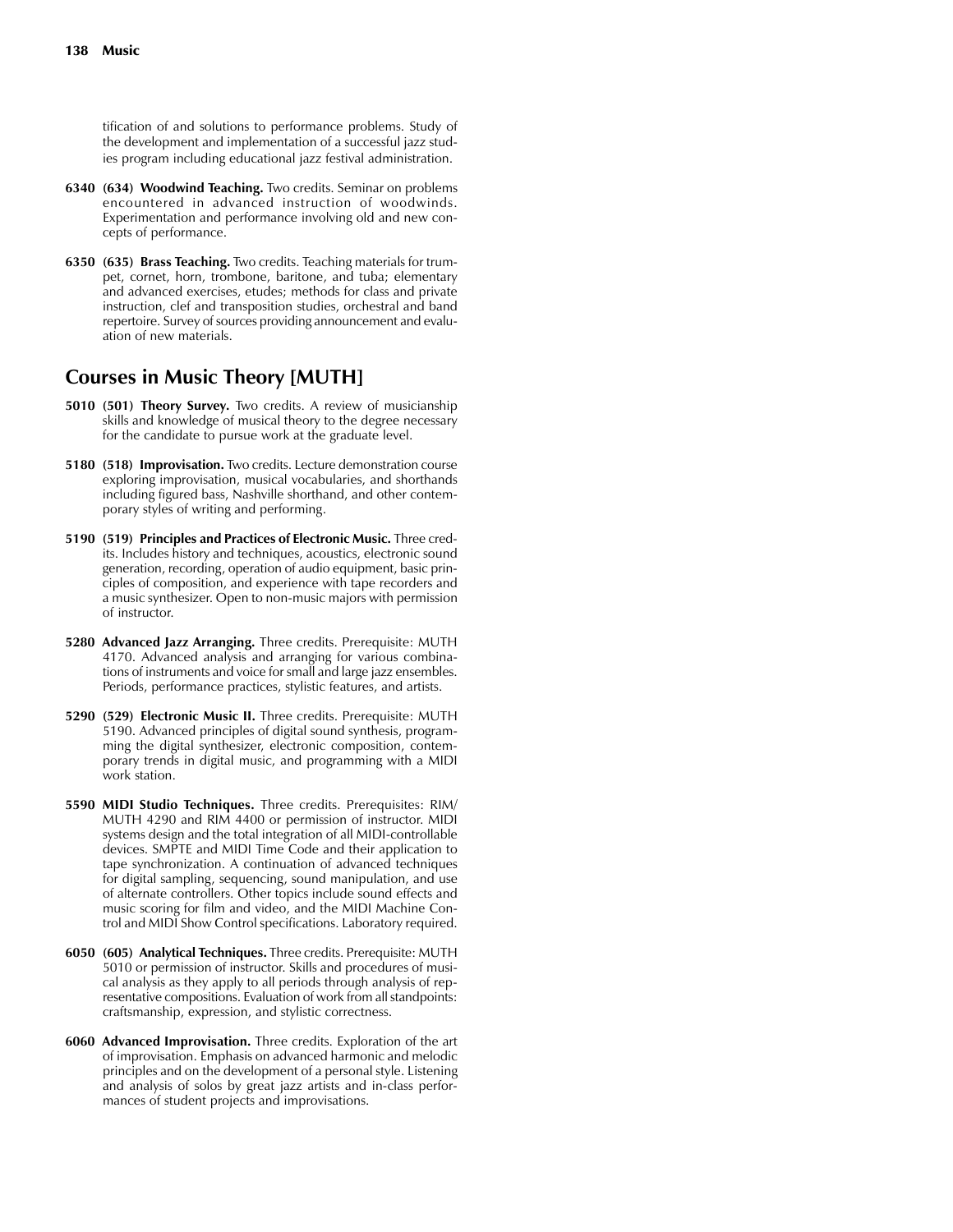tification of and solutions to performance problems. Study of the development and implementation of a successful jazz studies program including educational jazz festival administration.

**6340 (634) Woodwind Teaching.** Two credits. Seminar on problems encountered in advanced instruction of woodwinds. Experimentation and performance involving old and new concepts of performance.

**6350 (635) Brass Teaching.** Two credits. Teaching materials for trumpet, cornet, horn, trombone, baritone, and tuba; elementary and advanced exercises, etudes; methods for class and private instruction, clef and transposition studies, orchestral and band repertoire. Survey of sources providing announcement and evaluation of new materials.

## Courses in Music Theory [MUTH]

**5010 (501) Theory Survey.** Two credits. A review of musicianship skills and knowledge of musical theory to the degree necessary for the candidate to pursue work at the graduate level.

**5180 (518) Improvisation.** Two credits. Lecture demonstration course exploring improvisation, musical vocabularies, and shorthands including figured bass, Nashville shorthand, and other contemporary styles of writing and performing.

**5190 (519) Principles and Practices of Electronic Music.** Three credits. Includes history and techniques, acoustics, electronic sound generation, recording, operation of audio equipment, basic principles of composition, and experience with tape recorders and a music synthesizer. Open to non-music majors with permission of instructor.

**5280 Advanced Jazz Arranging.** Three credits. Prerequisite: MUTH 4170. Advanced analysis and arranging for various combinations of instruments and voice for small and large jazz ensembles. Periods, performance practices, stylistic features, and artists.

**5290 (529) Electronic Music II.** Three credits. Prerequisite: MUTH 5190. Advanced principles of digital sound synthesis, programming the digital synthesizer, electronic composition, contemporary trends in digital music, and programming with a MIDI work station.

**5590 MIDI Studio Techniques.** Three credits. Prerequisites: RIM/MUTH 4290 and RIM 4400 or permission of instructor. MIDI systems design and the total integration of all MIDI-controllable devices. SMPTE and MIDI Time Code and their application to tape synchronization. A continuation of advanced techniques for digital sampling, sequencing, sound manipulation, and use of alternate controllers. Other topics include sound effects and music scoring for film and video, and the MIDI Machine Control and MIDI Show Control specifications. Laboratory required.

**6050 (605) Analytical Techniques.** Three credits. Prerequisite: MUTH 5010 or permission of instructor. Skills and procedures of musical analysis as they apply to all periods through analysis of representative compositions. Evaluation of work from all standpoints: craftsmanship, expression, and stylistic correctness.

**6060 Advanced Improvisation.** Three credits. Exploration of the art of improvisation. Emphasis on advanced harmonic and melodic principles and on the development of a personal style. Listening and analysis of solos by great jazz artists and in-class performances of student projects and improvisations.